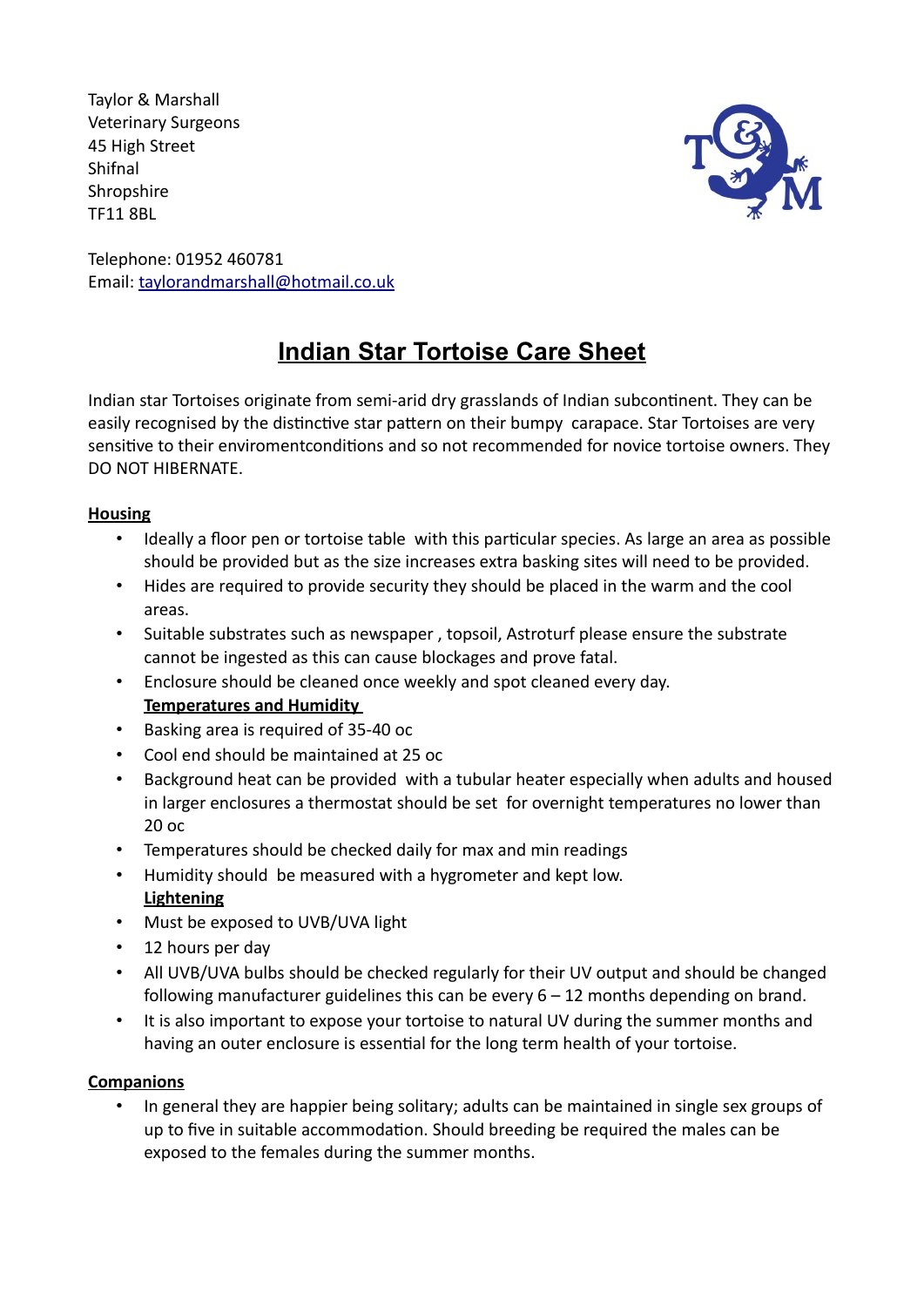Taylor & Marshall
Veterinary Surgeons
45 High Street
Shifnal
Shropshire
TF11 8BL

Telephone: 01952 460781
Email: [taylorandmarshall@hotmail.co.uk](mailto:taylorandmarshall@hotmail.co.uk)

# Indian Star Tortoise Care Sheet

Indian star Tortoises originate from semi-arid dry grasslands of Indian subcontinent. They can be easily recognised by the distinctive star pattern on their bumpy carapace. Star Tortoises are very sensitive to their enviromentconditions and so not recommended for novice tortoise owners. They DO NOT HIBERNATE.

## Housing

- Ideally a floor pen or tortoise table with this particular species. As large an area as possible should be provided but as the size increases extra basking sites will need to be provided.
- Hides are required to provide security they should be placed in the warm and the cool areas.
- Suitable substrates such as newspaper , topsoil, Astroturf please ensure the substrate cannot be ingested as this can cause blockages and prove fatal.
- Enclosure should be cleaned once weekly and spot cleaned every day.

### Temperatures and Humidity

- Basking area is required of 35-40 oc
- Cool end should be maintained at 25 oc
- Background heat can be provided with a tubular heater especially when adults and housed in larger enclosures a thermostat should be set for overnight temperatures no lower than 20 oc
- Temperatures should be checked daily for max and min readings
- Humidity should be measured with a hygrometer and kept low.

### Lightening

- Must be exposed to UVB/UVA light
- 12 hours per day
- All UVB/UVA bulbs should be checked regularly for their UV output and should be changed following manufacturer guidelines this can be every 6 – 12 months depending on brand.
- It is also important to expose your tortoise to natural UV during the summer months and having an outer enclosure is essential for the long term health of your tortoise.

## Companions

- In general they are happier being solitary; adults can be maintained in single sex groups of up to five in suitable accommodation. Should breeding be required the males can be exposed to the females during the summer months.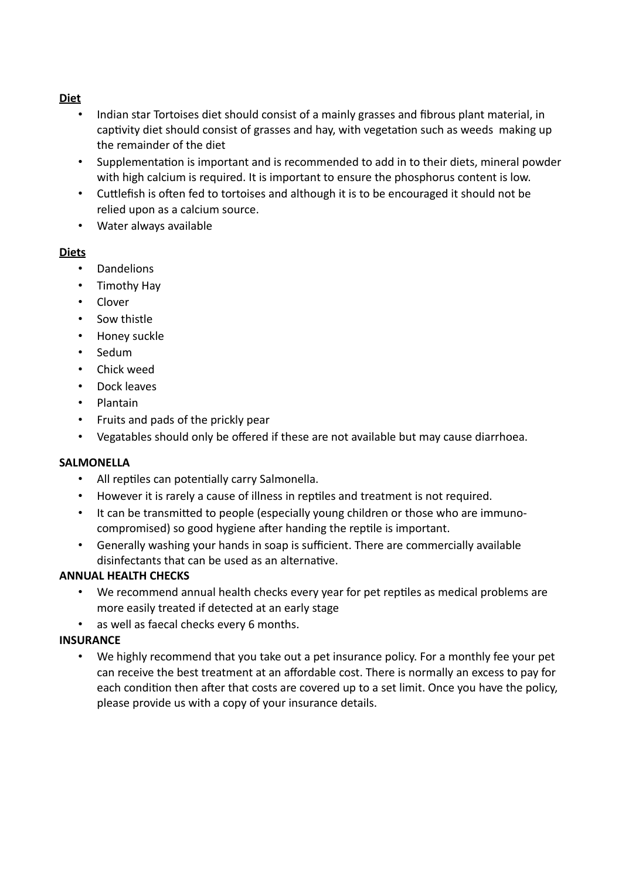**Diet**

- Indian star Tortoises diet should consist of a mainly grasses and fibrous plant material, in captivity diet should consist of grasses and hay, with vegetation such as weeds  making up the remainder of the diet
- Supplementation is important and is recommended to add in to their diets, mineral powder with high calcium is required. It is important to ensure the phosphorus content is low.
- Cuttlefish is often fed to tortoises and although it is to be encouraged it should not be relied upon as a calcium source.
- Water always available

**Diets**

- Dandelions
- Timothy Hay
- Clover
- Sow thistle
- Honey suckle
- Sedum
- Chick weed
- Dock leaves
- Plantain
- Fruits and pads of the prickly pear
- Vegatables should only be offered if these are not available but may cause diarrhoea.

**SALMONELLA**

- All reptiles can potentially carry Salmonella.
- However it is rarely a cause of illness in reptiles and treatment is not required.
- It can be transmitted to people (especially young children or those who are immuno-compromised) so good hygiene after handing the reptile is important.
- Generally washing your hands in soap is sufficient. There are commercially available disinfectants that can be used as an alternative.

**ANNUAL HEALTH CHECKS**

- We recommend annual health checks every year for pet reptiles as medical problems are more easily treated if detected at an early stage
- as well as faecal checks every 6 months.

**INSURANCE**

- We highly recommend that you take out a pet insurance policy. For a monthly fee your pet can receive the best treatment at an affordable cost. There is normally an excess to pay for each condition then after that costs are covered up to a set limit. Once you have the policy, please provide us with a copy of your insurance details.